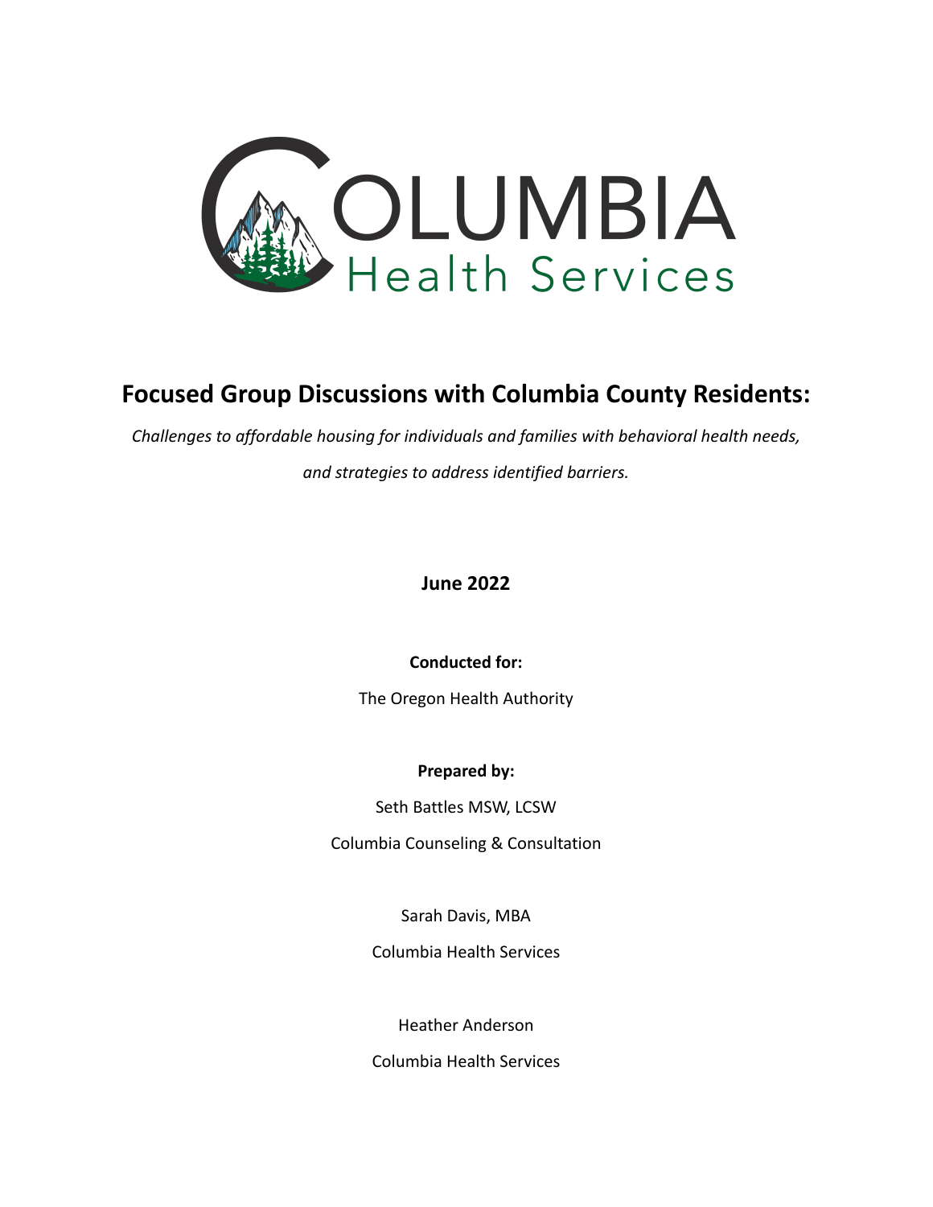COLUMBIA
Health Services

# Focused Group Discussions with Columbia County Residents:

*Challenges to affordable housing for individuals and families with behavioral health needs, and strategies to address identified barriers.*

**June 2022**

**Conducted for:**

The Oregon Health Authority

**Prepared by:**

Seth Battles MSW, LCSW

Columbia Counseling & Consultation

Sarah Davis, MBA

Columbia Health Services

Heather Anderson

Columbia Health Services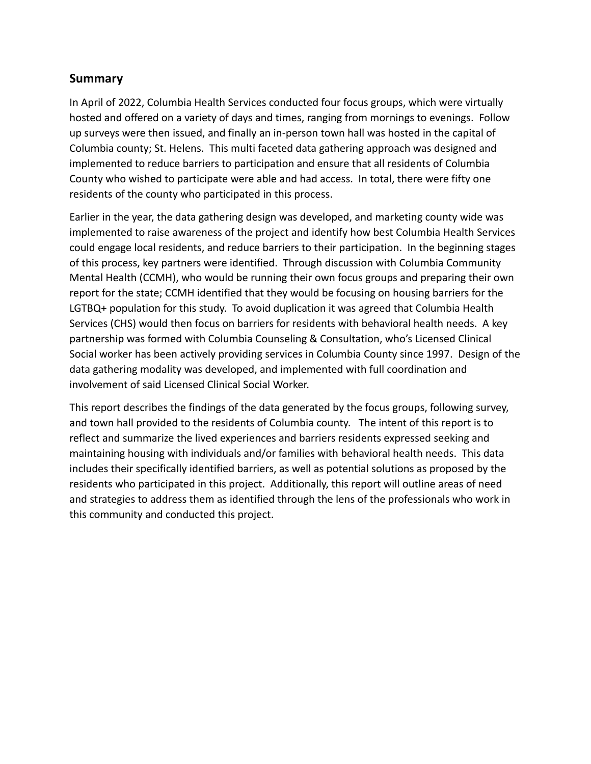## Summary

In April of 2022, Columbia Health Services conducted four focus groups, which were virtually hosted and offered on a variety of days and times, ranging from mornings to evenings. Follow up surveys were then issued, and finally an in-person town hall was hosted in the capital of Columbia county; St. Helens. This multi faceted data gathering approach was designed and implemented to reduce barriers to participation and ensure that all residents of Columbia County who wished to participate were able and had access. In total, there were fifty one residents of the county who participated in this process.

Earlier in the year, the data gathering design was developed, and marketing county wide was implemented to raise awareness of the project and identify how best Columbia Health Services could engage local residents, and reduce barriers to their participation. In the beginning stages of this process, key partners were identified. Through discussion with Columbia Community Mental Health (CCMH), who would be running their own focus groups and preparing their own report for the state; CCMH identified that they would be focusing on housing barriers for the LGTBQ+ population for this study. To avoid duplication it was agreed that Columbia Health Services (CHS) would then focus on barriers for residents with behavioral health needs. A key partnership was formed with Columbia Counseling & Consultation, who's Licensed Clinical Social worker has been actively providing services in Columbia County since 1997. Design of the data gathering modality was developed, and implemented with full coordination and involvement of said Licensed Clinical Social Worker.

This report describes the findings of the data generated by the focus groups, following survey, and town hall provided to the residents of Columbia county. The intent of this report is to reflect and summarize the lived experiences and barriers residents expressed seeking and maintaining housing with individuals and/or families with behavioral health needs. This data includes their specifically identified barriers, as well as potential solutions as proposed by the residents who participated in this project. Additionally, this report will outline areas of need and strategies to address them as identified through the lens of the professionals who work in this community and conducted this project.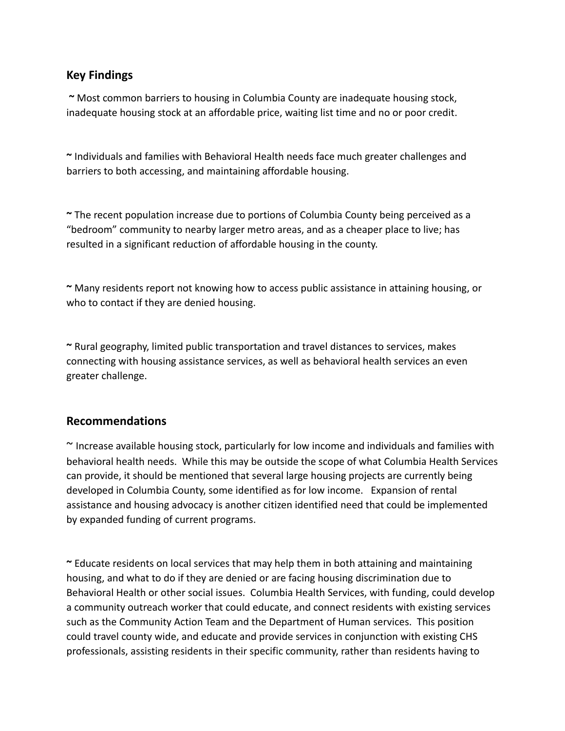## Key Findings

~ Most common barriers to housing in Columbia County are inadequate housing stock, inadequate housing stock at an affordable price, waiting list time and no or poor credit.

~ Individuals and families with Behavioral Health needs face much greater challenges and barriers to both accessing, and maintaining affordable housing.

~ The recent population increase due to portions of Columbia County being perceived as a "bedroom" community to nearby larger metro areas, and as a cheaper place to live; has resulted in a significant reduction of affordable housing in the county.

~ Many residents report not knowing how to access public assistance in attaining housing, or who to contact if they are denied housing.

~ Rural geography, limited public transportation and travel distances to services, makes connecting with housing assistance services, as well as behavioral health services an even greater challenge.

## Recommendations

~ Increase available housing stock, particularly for low income and individuals and families with behavioral health needs. While this may be outside the scope of what Columbia Health Services can provide, it should be mentioned that several large housing projects are currently being developed in Columbia County, some identified as for low income. Expansion of rental assistance and housing advocacy is another citizen identified need that could be implemented by expanded funding of current programs.

~ Educate residents on local services that may help them in both attaining and maintaining housing, and what to do if they are denied or are facing housing discrimination due to Behavioral Health or other social issues. Columbia Health Services, with funding, could develop a community outreach worker that could educate, and connect residents with existing services such as the Community Action Team and the Department of Human services. This position could travel county wide, and educate and provide services in conjunction with existing CHS professionals, assisting residents in their specific community, rather than residents having to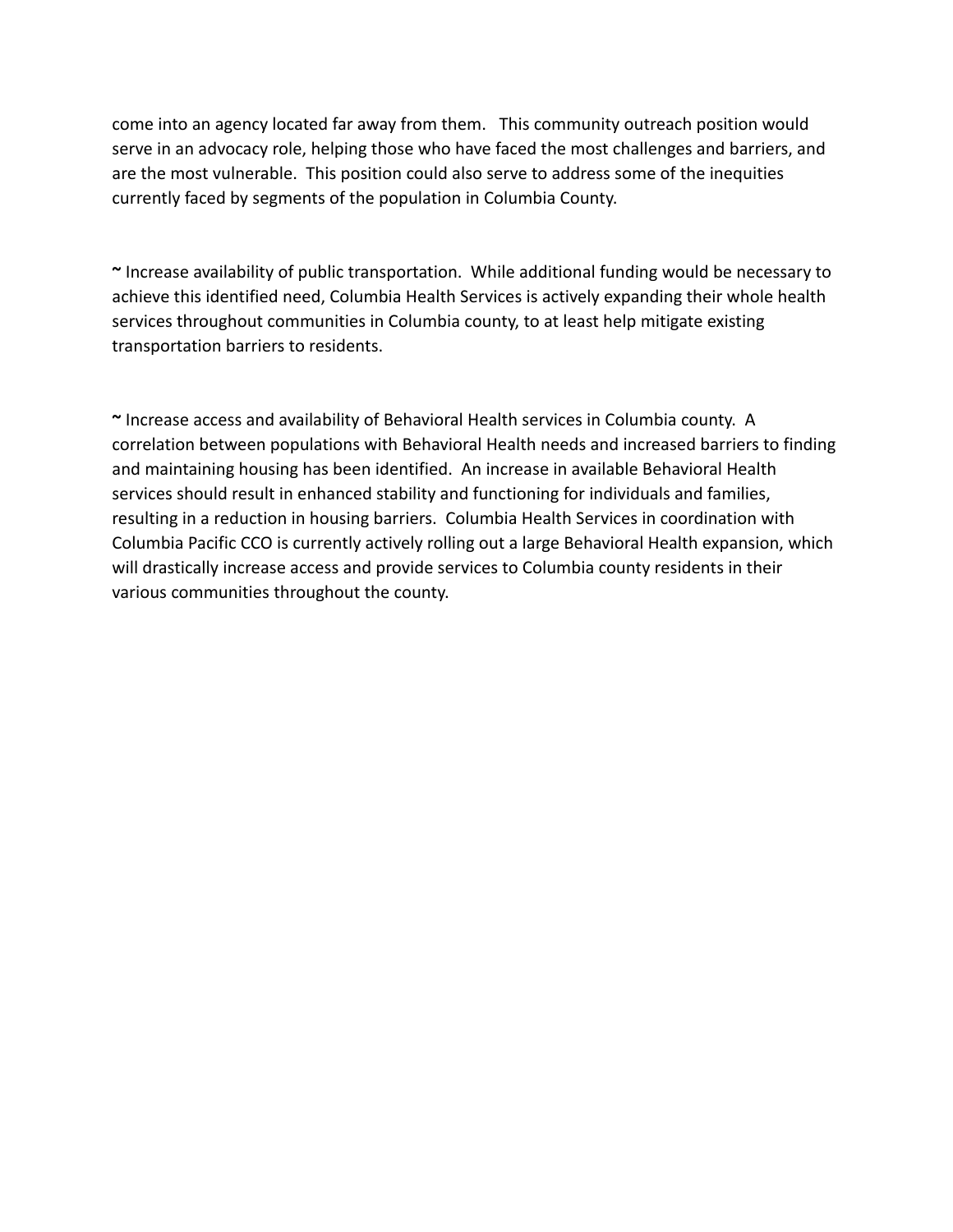come into an agency located far away from them. This community outreach position would serve in an advocacy role, helping those who have faced the most challenges and barriers, and are the most vulnerable. This position could also serve to address some of the inequities currently faced by segments of the population in Columbia County.

**~** Increase availability of public transportation. While additional funding would be necessary to achieve this identified need, Columbia Health Services is actively expanding their whole health services throughout communities in Columbia county, to at least help mitigate existing transportation barriers to residents.

**~** Increase access and availability of Behavioral Health services in Columbia county. A correlation between populations with Behavioral Health needs and increased barriers to finding and maintaining housing has been identified. An increase in available Behavioral Health services should result in enhanced stability and functioning for individuals and families, resulting in a reduction in housing barriers. Columbia Health Services in coordination with Columbia Pacific CCO is currently actively rolling out a large Behavioral Health expansion, which will drastically increase access and provide services to Columbia county residents in their various communities throughout the county.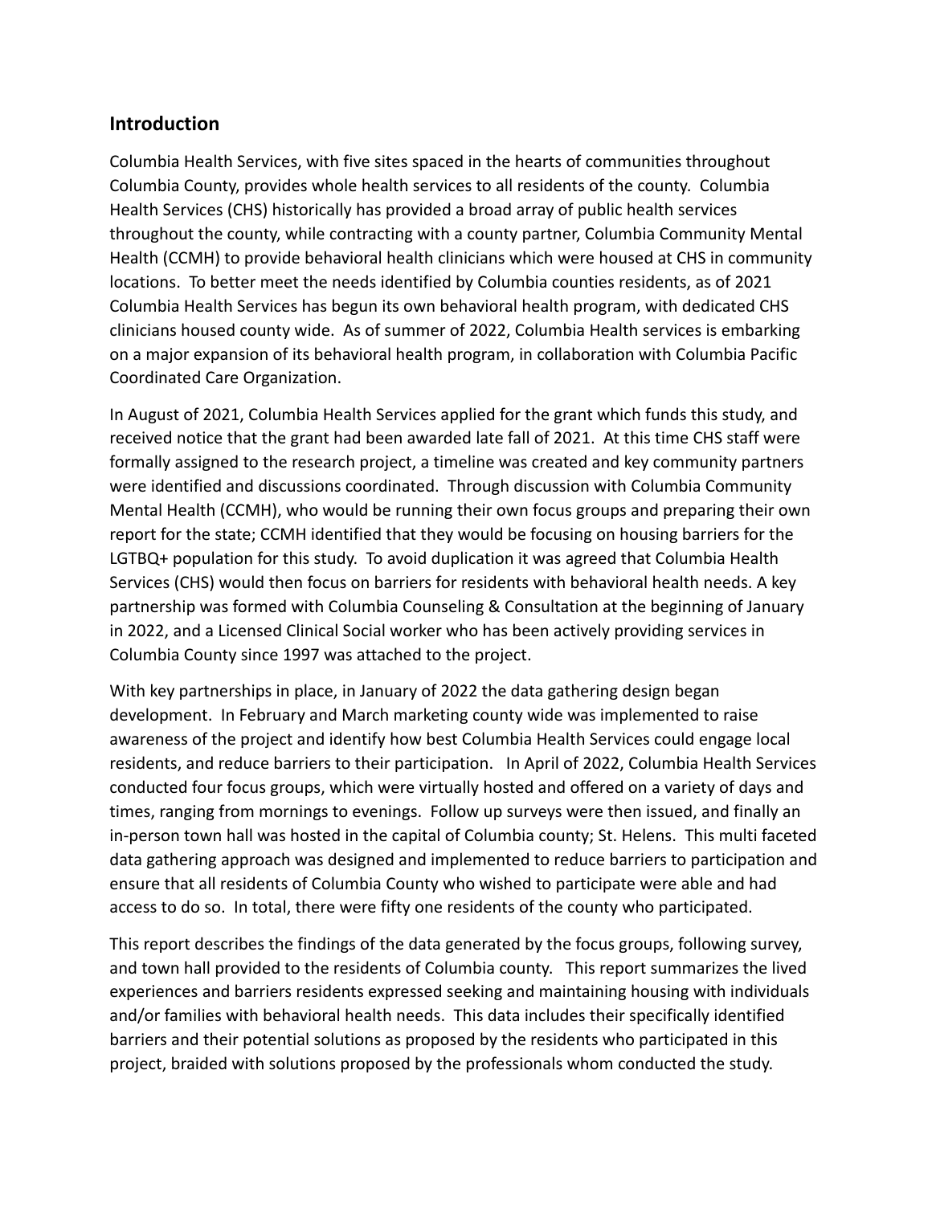## Introduction

Columbia Health Services, with five sites spaced in the hearts of communities throughout Columbia County, provides whole health services to all residents of the county. Columbia Health Services (CHS) historically has provided a broad array of public health services throughout the county, while contracting with a county partner, Columbia Community Mental Health (CCMH) to provide behavioral health clinicians which were housed at CHS in community locations. To better meet the needs identified by Columbia counties residents, as of 2021 Columbia Health Services has begun its own behavioral health program, with dedicated CHS clinicians housed county wide. As of summer of 2022, Columbia Health services is embarking on a major expansion of its behavioral health program, in collaboration with Columbia Pacific Coordinated Care Organization.

In August of 2021, Columbia Health Services applied for the grant which funds this study, and received notice that the grant had been awarded late fall of 2021. At this time CHS staff were formally assigned to the research project, a timeline was created and key community partners were identified and discussions coordinated. Through discussion with Columbia Community Mental Health (CCMH), who would be running their own focus groups and preparing their own report for the state; CCMH identified that they would be focusing on housing barriers for the LGTBQ+ population for this study. To avoid duplication it was agreed that Columbia Health Services (CHS) would then focus on barriers for residents with behavioral health needs. A key partnership was formed with Columbia Counseling & Consultation at the beginning of January in 2022, and a Licensed Clinical Social worker who has been actively providing services in Columbia County since 1997 was attached to the project.

With key partnerships in place, in January of 2022 the data gathering design began development. In February and March marketing county wide was implemented to raise awareness of the project and identify how best Columbia Health Services could engage local residents, and reduce barriers to their participation. In April of 2022, Columbia Health Services conducted four focus groups, which were virtually hosted and offered on a variety of days and times, ranging from mornings to evenings. Follow up surveys were then issued, and finally an in-person town hall was hosted in the capital of Columbia county; St. Helens. This multi faceted data gathering approach was designed and implemented to reduce barriers to participation and ensure that all residents of Columbia County who wished to participate were able and had access to do so. In total, there were fifty one residents of the county who participated.

This report describes the findings of the data generated by the focus groups, following survey, and town hall provided to the residents of Columbia county. This report summarizes the lived experiences and barriers residents expressed seeking and maintaining housing with individuals and/or families with behavioral health needs. This data includes their specifically identified barriers and their potential solutions as proposed by the residents who participated in this project, braided with solutions proposed by the professionals whom conducted the study.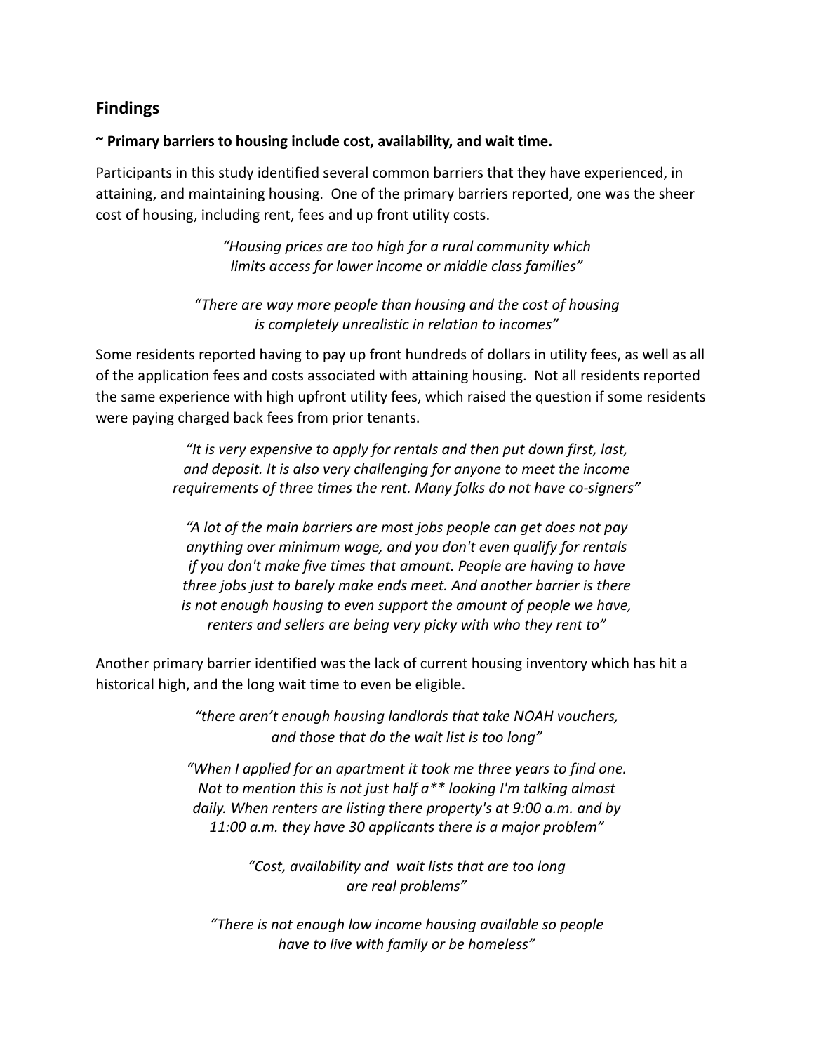## Findings

**~ Primary barriers to housing include cost, availability, and wait time.**

Participants in this study identified several common barriers that they have experienced, in attaining, and maintaining housing. One of the primary barriers reported, one was the sheer cost of housing, including rent, fees and up front utility costs.

> *"Housing prices are too high for a rural community which limits access for lower income or middle class families"*

> *"There are way more people than housing and the cost of housing is completely unrealistic in relation to incomes"*

Some residents reported having to pay up front hundreds of dollars in utility fees, as well as all of the application fees and costs associated with attaining housing. Not all residents reported the same experience with high upfront utility fees, which raised the question if some residents were paying charged back fees from prior tenants.

> *"It is very expensive to apply for rentals and then put down first, last, and deposit. It is also very challenging for anyone to meet the income requirements of three times the rent. Many folks do not have co-signers"*

> *"A lot of the main barriers are most jobs people can get does not pay anything over minimum wage, and you don't even qualify for rentals if you don't make five times that amount. People are having to have three jobs just to barely make ends meet. And another barrier is there is not enough housing to even support the amount of people we have, renters and sellers are being very picky with who they rent to"*

Another primary barrier identified was the lack of current housing inventory which has hit a historical high, and the long wait time to even be eligible.

> *"there aren't enough housing landlords that take NOAH vouchers, and those that do the wait list is too long"*

> *"When I applied for an apartment it took me three years to find one. Not to mention this is not just half a** looking I'm talking almost daily. When renters are listing there property's at 9:00 a.m. and by 11:00 a.m. they have 30 applicants there is a major problem"*

> *"Cost, availability and wait lists that are too long are real problems"*

> *"There is not enough low income housing available so people have to live with family or be homeless"*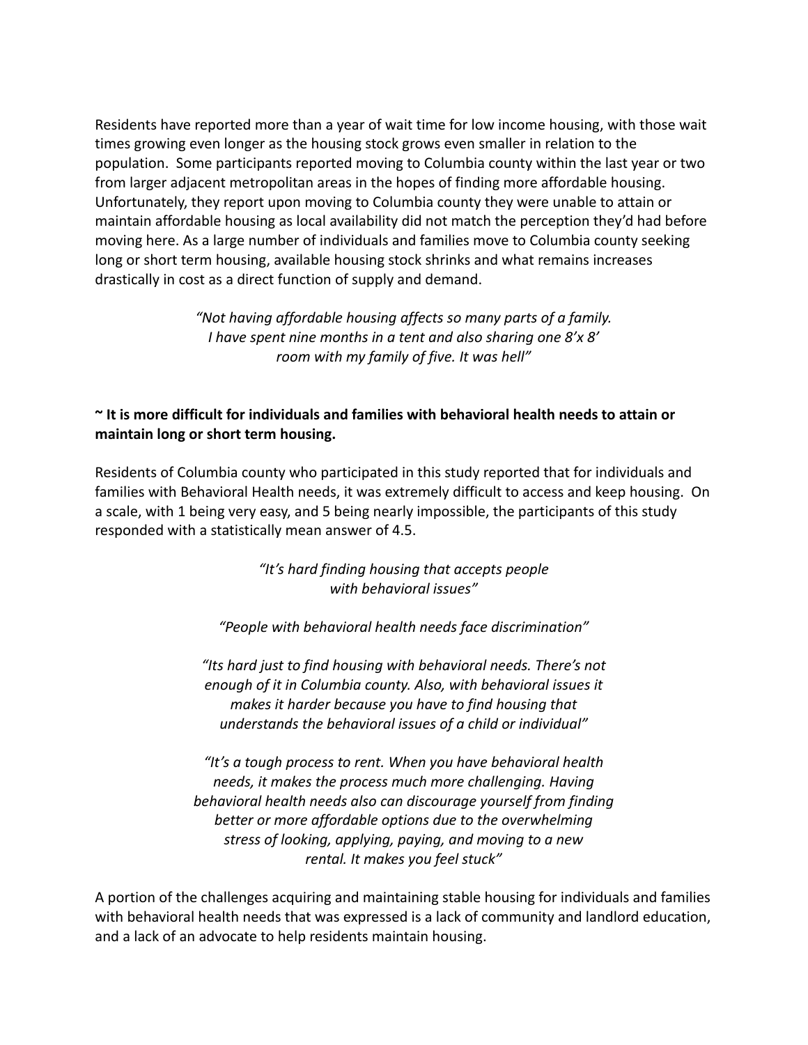Residents have reported more than a year of wait time for low income housing, with those wait times growing even longer as the housing stock grows even smaller in relation to the population. Some participants reported moving to Columbia county within the last year or two from larger adjacent metropolitan areas in the hopes of finding more affordable housing. Unfortunately, they report upon moving to Columbia county they were unable to attain or maintain affordable housing as local availability did not match the perception they'd had before moving here. As a large number of individuals and families move to Columbia county seeking long or short term housing, available housing stock shrinks and what remains increases drastically in cost as a direct function of supply and demand.

*"Not having affordable housing affects so many parts of a family. I have spent nine months in a tent and also sharing one 8'x 8' room with my family of five. It was hell"*

**~ It is more difficult for individuals and families with behavioral health needs to attain or maintain long or short term housing.**

Residents of Columbia county who participated in this study reported that for individuals and families with Behavioral Health needs, it was extremely difficult to access and keep housing. On a scale, with 1 being very easy, and 5 being nearly impossible, the participants of this study responded with a statistically mean answer of 4.5.

*"It's hard finding housing that accepts people with behavioral issues"*

*"People with behavioral health needs face discrimination"*

*"Its hard just to find housing with behavioral needs. There's not enough of it in Columbia county. Also, with behavioral issues it makes it harder because you have to find housing that understands the behavioral issues of a child or individual"*

*"It's a tough process to rent. When you have behavioral health needs, it makes the process much more challenging. Having behavioral health needs also can discourage yourself from finding better or more affordable options due to the overwhelming stress of looking, applying, paying, and moving to a new rental. It makes you feel stuck"*

A portion of the challenges acquiring and maintaining stable housing for individuals and families with behavioral health needs that was expressed is a lack of community and landlord education, and a lack of an advocate to help residents maintain housing.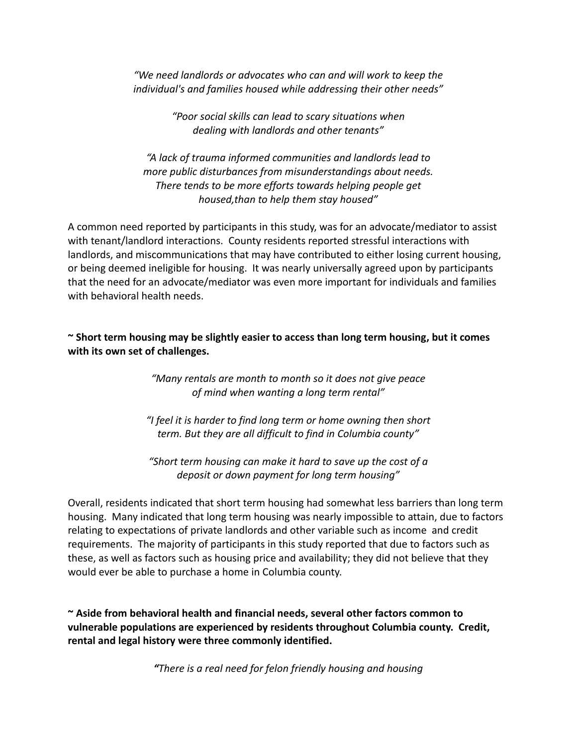*"We need landlords or advocates who can and will work to keep the individual's and families housed while addressing their other needs"*

*"Poor social skills can lead to scary situations when dealing with landlords and other tenants"*

*"A lack of trauma informed communities and landlords lead to more public disturbances from misunderstandings about needs. There tends to be more efforts towards helping people get housed,than to help them stay housed"*

A common need reported by participants in this study, was for an advocate/mediator to assist with tenant/landlord interactions. County residents reported stressful interactions with landlords, and miscommunications that may have contributed to either losing current housing, or being deemed ineligible for housing. It was nearly universally agreed upon by participants that the need for an advocate/mediator was even more important for individuals and families with behavioral health needs.

**~ Short term housing may be slightly easier to access than long term housing, but it comes with its own set of challenges.**

*"Many rentals are month to month so it does not give peace of mind when wanting a long term rental"*

*"I feel it is harder to find long term or home owning then short term. But they are all difficult to find in Columbia county"*

*"Short term housing can make it hard to save up the cost of a deposit or down payment for long term housing"*

Overall, residents indicated that short term housing had somewhat less barriers than long term housing. Many indicated that long term housing was nearly impossible to attain, due to factors relating to expectations of private landlords and other variable such as income and credit requirements. The majority of participants in this study reported that due to factors such as these, as well as factors such as housing price and availability; they did not believe that they would ever be able to purchase a home in Columbia county.

**~ Aside from behavioral health and financial needs, several other factors common to vulnerable populations are experienced by residents throughout Columbia county. Credit, rental and legal history were three commonly identified.**

*"There is a real need for felon friendly housing and housing*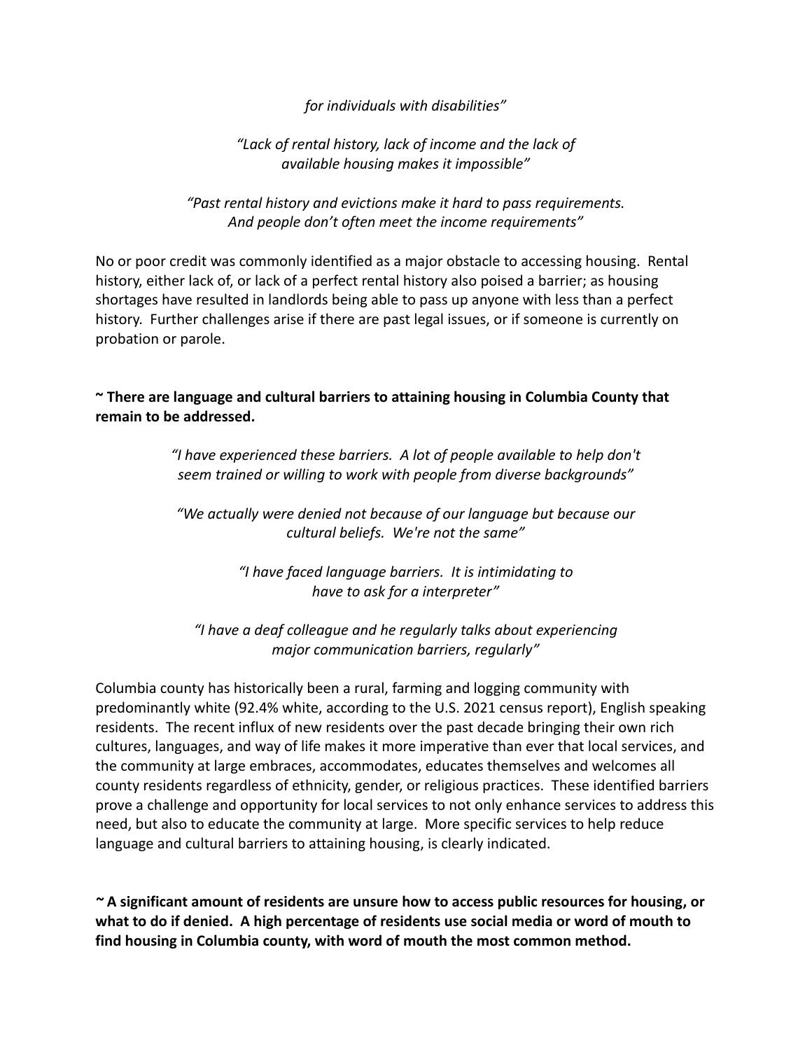*for individuals with disabilities"*

*"Lack of rental history, lack of income and the lack of available housing makes it impossible"*

*"Past rental history and evictions make it hard to pass requirements. And people don't often meet the income requirements"*

No or poor credit was commonly identified as a major obstacle to accessing housing. Rental history, either lack of, or lack of a perfect rental history also poised a barrier; as housing shortages have resulted in landlords being able to pass up anyone with less than a perfect history. Further challenges arise if there are past legal issues, or if someone is currently on probation or parole.

**~ There are language and cultural barriers to attaining housing in Columbia County that remain to be addressed.**

*"I have experienced these barriers. A lot of people available to help don't seem trained or willing to work with people from diverse backgrounds"*

*"We actually were denied not because of our language but because our cultural beliefs. We're not the same"*

*"I have faced language barriers. It is intimidating to have to ask for a interpreter"*

*"I have a deaf colleague and he regularly talks about experiencing major communication barriers, regularly"*

Columbia county has historically been a rural, farming and logging community with predominantly white (92.4% white, according to the U.S. 2021 census report), English speaking residents. The recent influx of new residents over the past decade bringing their own rich cultures, languages, and way of life makes it more imperative than ever that local services, and the community at large embraces, accommodates, educates themselves and welcomes all county residents regardless of ethnicity, gender, or religious practices. These identified barriers prove a challenge and opportunity for local services to not only enhance services to address this need, but also to educate the community at large. More specific services to help reduce language and cultural barriers to attaining housing, is clearly indicated.

**~ A significant amount of residents are unsure how to access public resources for housing, or what to do if denied. A high percentage of residents use social media or word of mouth to find housing in Columbia county, with word of mouth the most common method.**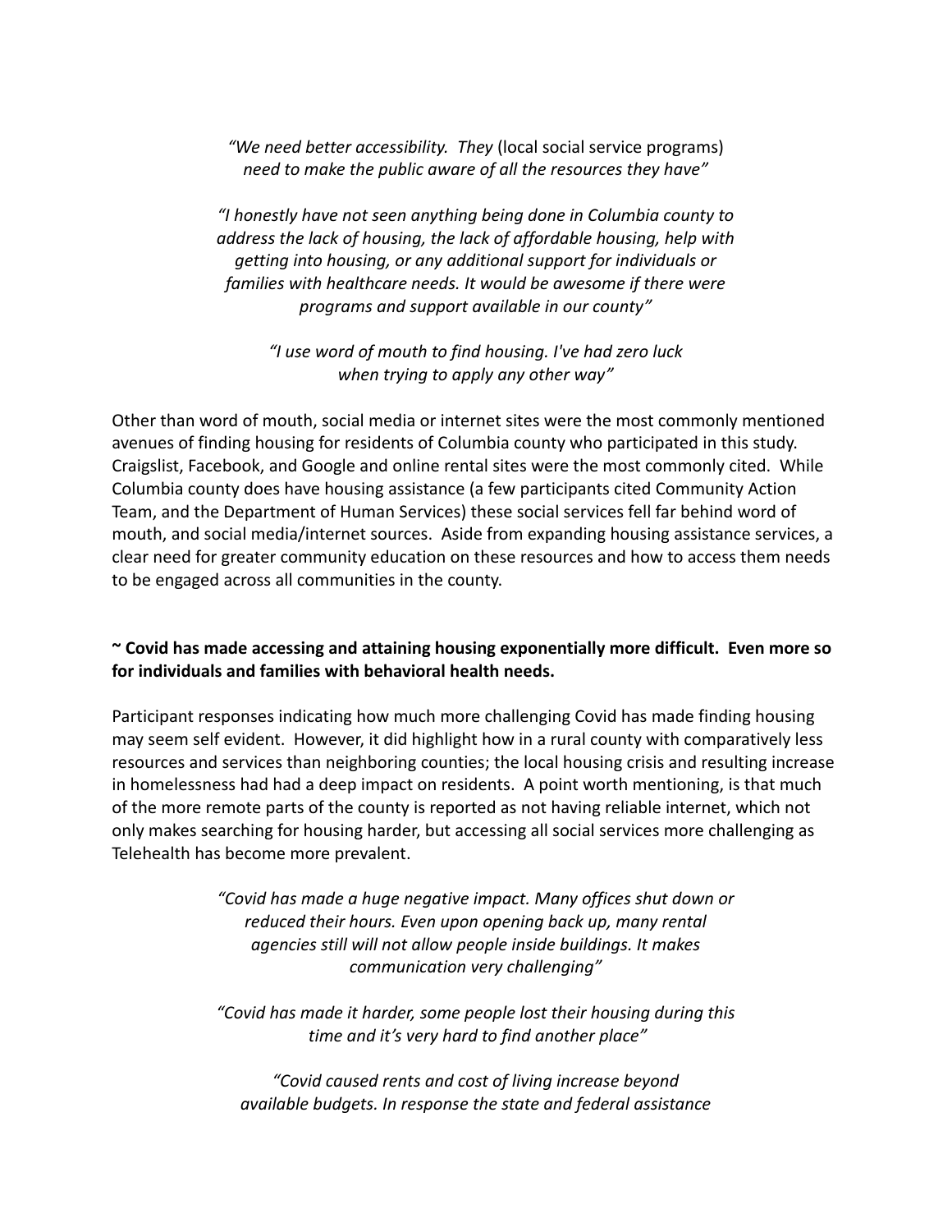> *"We need better accessibility. They* (local social service programs) *need to make the public aware of all the resources they have"*

> *"I honestly have not seen anything being done in Columbia county to address the lack of housing, the lack of affordable housing, help with getting into housing, or any additional support for individuals or families with healthcare needs. It would be awesome if there were programs and support available in our county"*

> *"I use word of mouth to find housing. I've had zero luck when trying to apply any other way"*

Other than word of mouth, social media or internet sites were the most commonly mentioned avenues of finding housing for residents of Columbia county who participated in this study. Craigslist, Facebook, and Google and online rental sites were the most commonly cited. While Columbia county does have housing assistance (a few participants cited Community Action Team, and the Department of Human Services) these social services fell far behind word of mouth, and social media/internet sources. Aside from expanding housing assistance services, a clear need for greater community education on these resources and how to access them needs to be engaged across all communities in the county.

**~ Covid has made accessing and attaining housing exponentially more difficult. Even more so for individuals and families with behavioral health needs.**

Participant responses indicating how much more challenging Covid has made finding housing may seem self evident. However, it did highlight how in a rural county with comparatively less resources and services than neighboring counties; the local housing crisis and resulting increase in homelessness had had a deep impact on residents. A point worth mentioning, is that much of the more remote parts of the county is reported as not having reliable internet, which not only makes searching for housing harder, but accessing all social services more challenging as Telehealth has become more prevalent.

> *"Covid has made a huge negative impact. Many offices shut down or reduced their hours. Even upon opening back up, many rental agencies still will not allow people inside buildings. It makes communication very challenging"*

> *"Covid has made it harder, some people lost their housing during this time and it's very hard to find another place"*

> *"Covid caused rents and cost of living increase beyond available budgets. In response the state and federal assistance*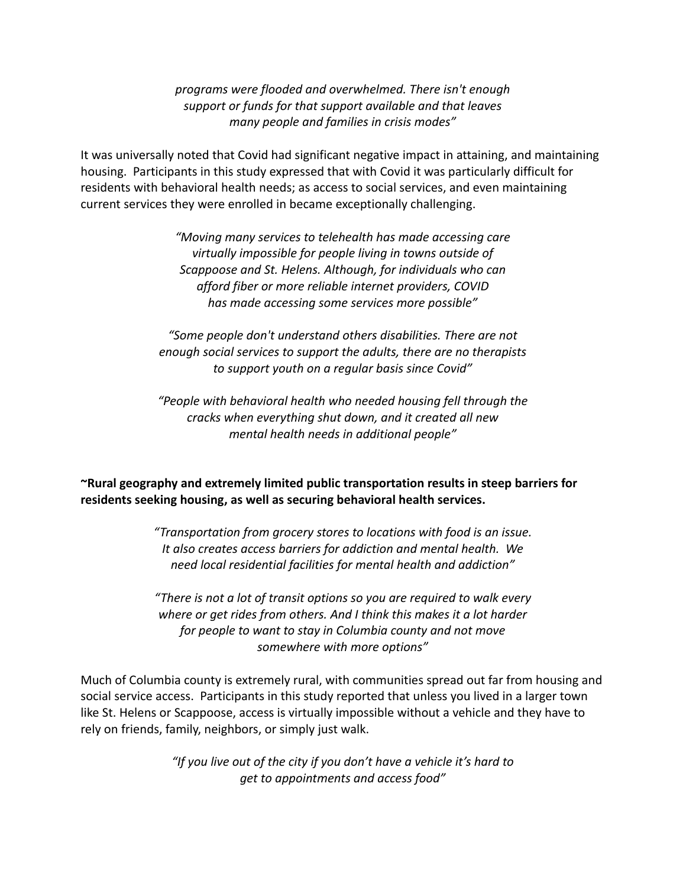*programs were flooded and overwhelmed. There isn't enough support or funds for that support available and that leaves many people and families in crisis modes"*

It was universally noted that Covid had significant negative impact in attaining, and maintaining housing. Participants in this study expressed that with Covid it was particularly difficult for residents with behavioral health needs; as access to social services, and even maintaining current services they were enrolled in became exceptionally challenging.

*"Moving many services to telehealth has made accessing care virtually impossible for people living in towns outside of Scappoose and St. Helens. Although, for individuals who can afford fiber or more reliable internet providers, COVID has made accessing some services more possible"*

*"Some people don't understand others disabilities. There are not enough social services to support the adults, there are no therapists to support youth on a regular basis since Covid"*

*"People with behavioral health who needed housing fell through the cracks when everything shut down, and it created all new mental health needs in additional people"*

**~Rural geography and extremely limited public transportation results in steep barriers for residents seeking housing, as well as securing behavioral health services.**

*"Transportation from grocery stores to locations with food is an issue. It also creates access barriers for addiction and mental health. We need local residential facilities for mental health and addiction"*

*"There is not a lot of transit options so you are required to walk every where or get rides from others. And I think this makes it a lot harder for people to want to stay in Columbia county and not move somewhere with more options"*

Much of Columbia county is extremely rural, with communities spread out far from housing and social service access. Participants in this study reported that unless you lived in a larger town like St. Helens or Scappoose, access is virtually impossible without a vehicle and they have to rely on friends, family, neighbors, or simply just walk.

*"If you live out of the city if you don't have a vehicle it's hard to get to appointments and access food"*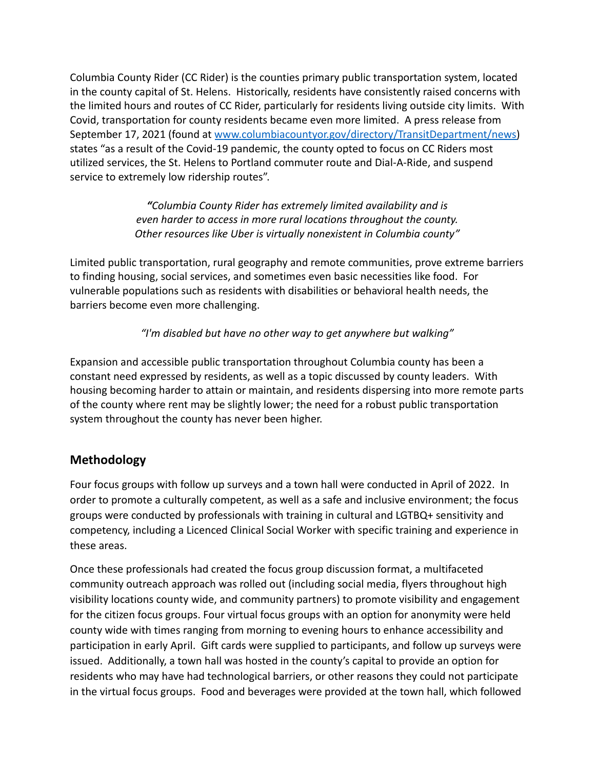Columbia County Rider (CC Rider) is the counties primary public transportation system, located in the county capital of St. Helens. Historically, residents have consistently raised concerns with the limited hours and routes of CC Rider, particularly for residents living outside city limits. With Covid, transportation for county residents became even more limited. A press release from September 17, 2021 (found at [www.columbiacountyor.gov/directory/TransitDepartment/news](www.columbiacountyor.gov/directory/TransitDepartment/news)) states "as a result of the Covid-19 pandemic, the county opted to focus on CC Riders most utilized services, the St. Helens to Portland commuter route and Dial-A-Ride, and suspend service to extremely low ridership routes".

*"Columbia County Rider has extremely limited availability and is even harder to access in more rural locations throughout the county. Other resources like Uber is virtually nonexistent in Columbia county"*

Limited public transportation, rural geography and remote communities, prove extreme barriers to finding housing, social services, and sometimes even basic necessities like food. For vulnerable populations such as residents with disabilities or behavioral health needs, the barriers become even more challenging.

*"I'm disabled but have no other way to get anywhere but walking"*

Expansion and accessible public transportation throughout Columbia county has been a constant need expressed by residents, as well as a topic discussed by county leaders. With housing becoming harder to attain or maintain, and residents dispersing into more remote parts of the county where rent may be slightly lower; the need for a robust public transportation system throughout the county has never been higher.

## Methodology

Four focus groups with follow up surveys and a town hall were conducted in April of 2022. In order to promote a culturally competent, as well as a safe and inclusive environment; the focus groups were conducted by professionals with training in cultural and LGTBQ+ sensitivity and competency, including a Licenced Clinical Social Worker with specific training and experience in these areas.

Once these professionals had created the focus group discussion format, a multifaceted community outreach approach was rolled out (including social media, flyers throughout high visibility locations county wide, and community partners) to promote visibility and engagement for the citizen focus groups. Four virtual focus groups with an option for anonymity were held county wide with times ranging from morning to evening hours to enhance accessibility and participation in early April. Gift cards were supplied to participants, and follow up surveys were issued. Additionally, a town hall was hosted in the county's capital to provide an option for residents who may have had technological barriers, or other reasons they could not participate in the virtual focus groups. Food and beverages were provided at the town hall, which followed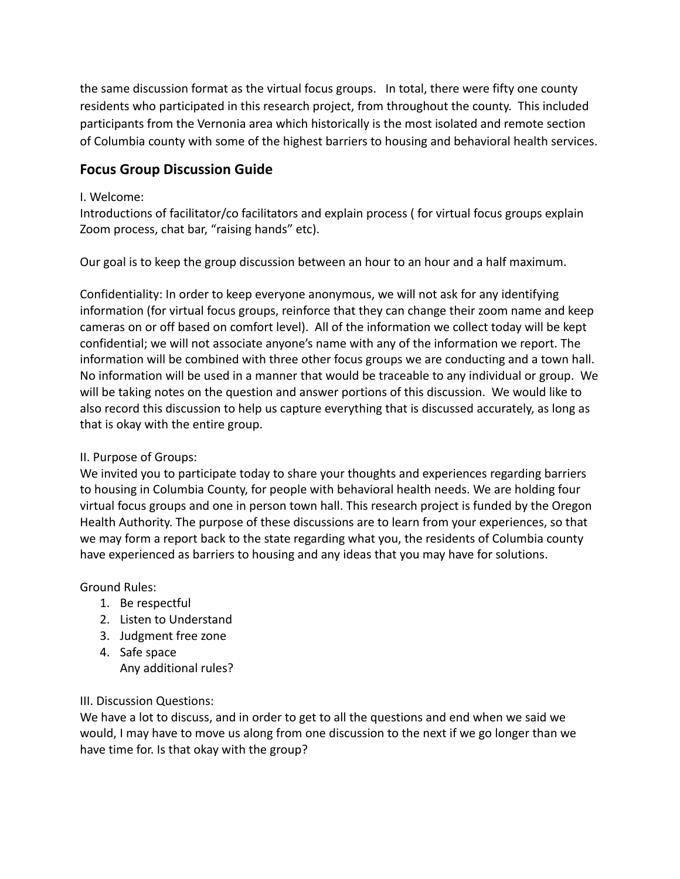the same discussion format as the virtual focus groups. In total, there were fifty one county residents who participated in this research project, from throughout the county. This included participants from the Vernonia area which historically is the most isolated and remote section of Columbia county with some of the highest barriers to housing and behavioral health services.

## Focus Group Discussion Guide

I. Welcome:
Introductions of facilitator/co facilitators and explain process ( for virtual focus groups explain Zoom process, chat bar, "raising hands" etc).

Our goal is to keep the group discussion between an hour to an hour and a half maximum.

Confidentiality: In order to keep everyone anonymous, we will not ask for any identifying information (for virtual focus groups, reinforce that they can change their zoom name and keep cameras on or off based on comfort level). All of the information we collect today will be kept confidential; we will not associate anyone's name with any of the information we report. The information will be combined with three other focus groups we are conducting and a town hall. No information will be used in a manner that would be traceable to any individual or group. We will be taking notes on the question and answer portions of this discussion. We would like to also record this discussion to help us capture everything that is discussed accurately, as long as that is okay with the entire group.

II. Purpose of Groups:
We invited you to participate today to share your thoughts and experiences regarding barriers to housing in Columbia County, for people with behavioral health needs. We are holding four virtual focus groups and one in person town hall. This research project is funded by the Oregon Health Authority. The purpose of these discussions are to learn from your experiences, so that we may form a report back to the state regarding what you, the residents of Columbia county have experienced as barriers to housing and any ideas that you may have for solutions.

Ground Rules:

1. Be respectful
2. Listen to Understand
3. Judgment free zone
4. Safe space
   Any additional rules?

III. Discussion Questions:
We have a lot to discuss, and in order to get to all the questions and end when we said we would, I may have to move us along from one discussion to the next if we go longer than we have time for. Is that okay with the group?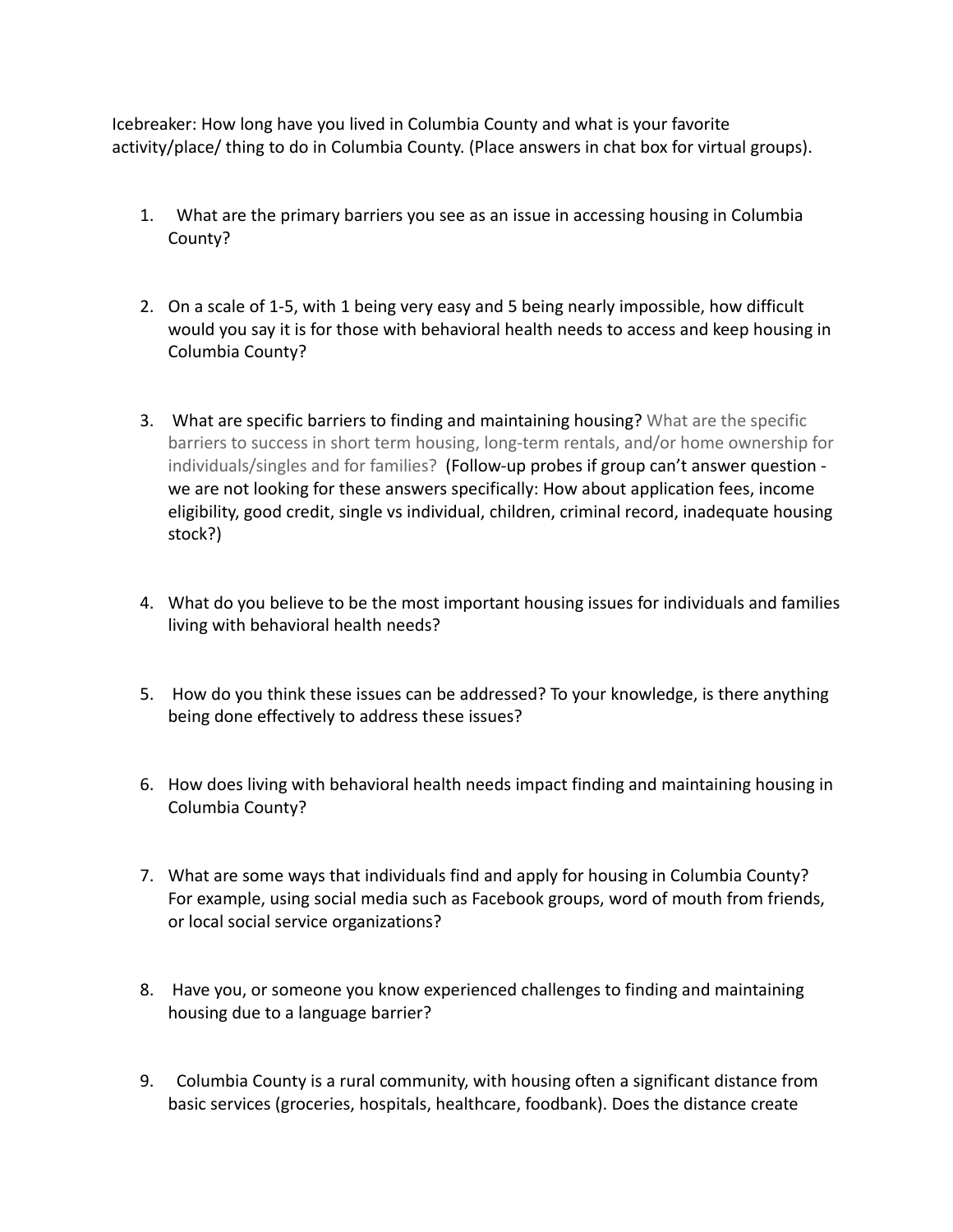Icebreaker: How long have you lived in Columbia County and what is your favorite activity/place/ thing to do in Columbia County. (Place answers in chat box for virtual groups).

1. What are the primary barriers you see as an issue in accessing housing in Columbia County?

2. On a scale of 1-5, with 1 being very easy and 5 being nearly impossible, how difficult would you say it is for those with behavioral health needs to access and keep housing in Columbia County?

3. What are specific barriers to finding and maintaining housing? What are the specific barriers to success in short term housing, long-term rentals, and/or home ownership for individuals/singles and for families? (Follow-up probes if group can't answer question - we are not looking for these answers specifically: How about application fees, income eligibility, good credit, single vs individual, children, criminal record, inadequate housing stock?)

4. What do you believe to be the most important housing issues for individuals and families living with behavioral health needs?

5. How do you think these issues can be addressed? To your knowledge, is there anything being done effectively to address these issues?

6. How does living with behavioral health needs impact finding and maintaining housing in Columbia County?

7. What are some ways that individuals find and apply for housing in Columbia County? For example, using social media such as Facebook groups, word of mouth from friends, or local social service organizations?

8. Have you, or someone you know experienced challenges to finding and maintaining housing due to a language barrier?

9. Columbia County is a rural community, with housing often a significant distance from basic services (groceries, hospitals, healthcare, foodbank). Does the distance create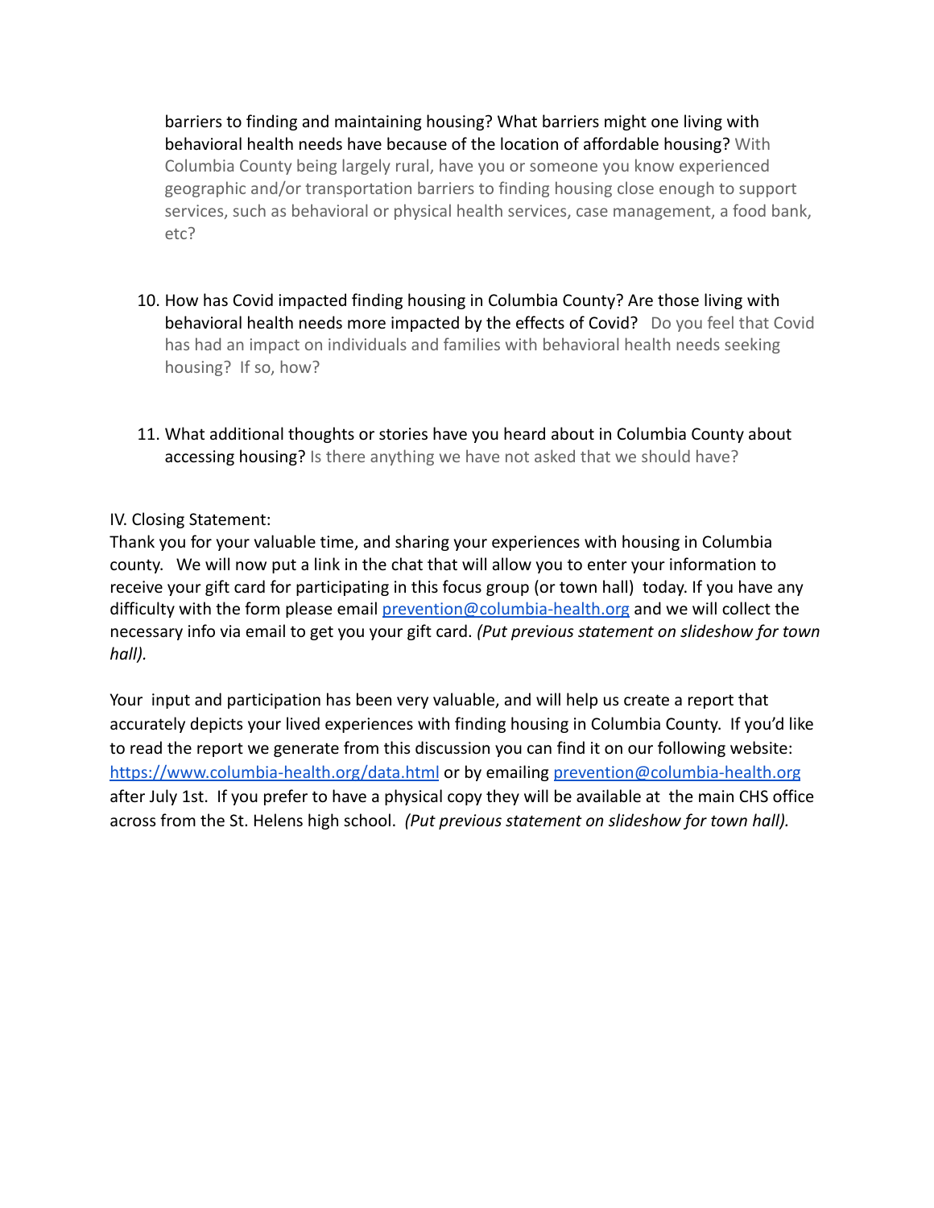barriers to finding and maintaining housing? What barriers might one living with behavioral health needs have because of the location of affordable housing? With Columbia County being largely rural, have you or someone you know experienced geographic and/or transportation barriers to finding housing close enough to support services, such as behavioral or physical health services, case management, a food bank, etc?

10. How has Covid impacted finding housing in Columbia County? Are those living with behavioral health needs more impacted by the effects of Covid? Do you feel that Covid has had an impact on individuals and families with behavioral health needs seeking housing? If so, how?

11. What additional thoughts or stories have you heard about in Columbia County about accessing housing? Is there anything we have not asked that we should have?

IV. Closing Statement:

Thank you for your valuable time, and sharing your experiences with housing in Columbia county. We will now put a link in the chat that will allow you to enter your information to receive your gift card for participating in this focus group (or town hall) today. If you have any difficulty with the form please email prevention@columbia-health.org and we will collect the necessary info via email to get you your gift card. *(Put previous statement on slideshow for town hall).*

Your input and participation has been very valuable, and will help us create a report that accurately depicts your lived experiences with finding housing in Columbia County. If you'd like to read the report we generate from this discussion you can find it on our following website: https://www.columbia-health.org/data.html or by emailing prevention@columbia-health.org after July 1st. If you prefer to have a physical copy they will be available at the main CHS office across from the St. Helens high school. *(Put previous statement on slideshow for town hall).*